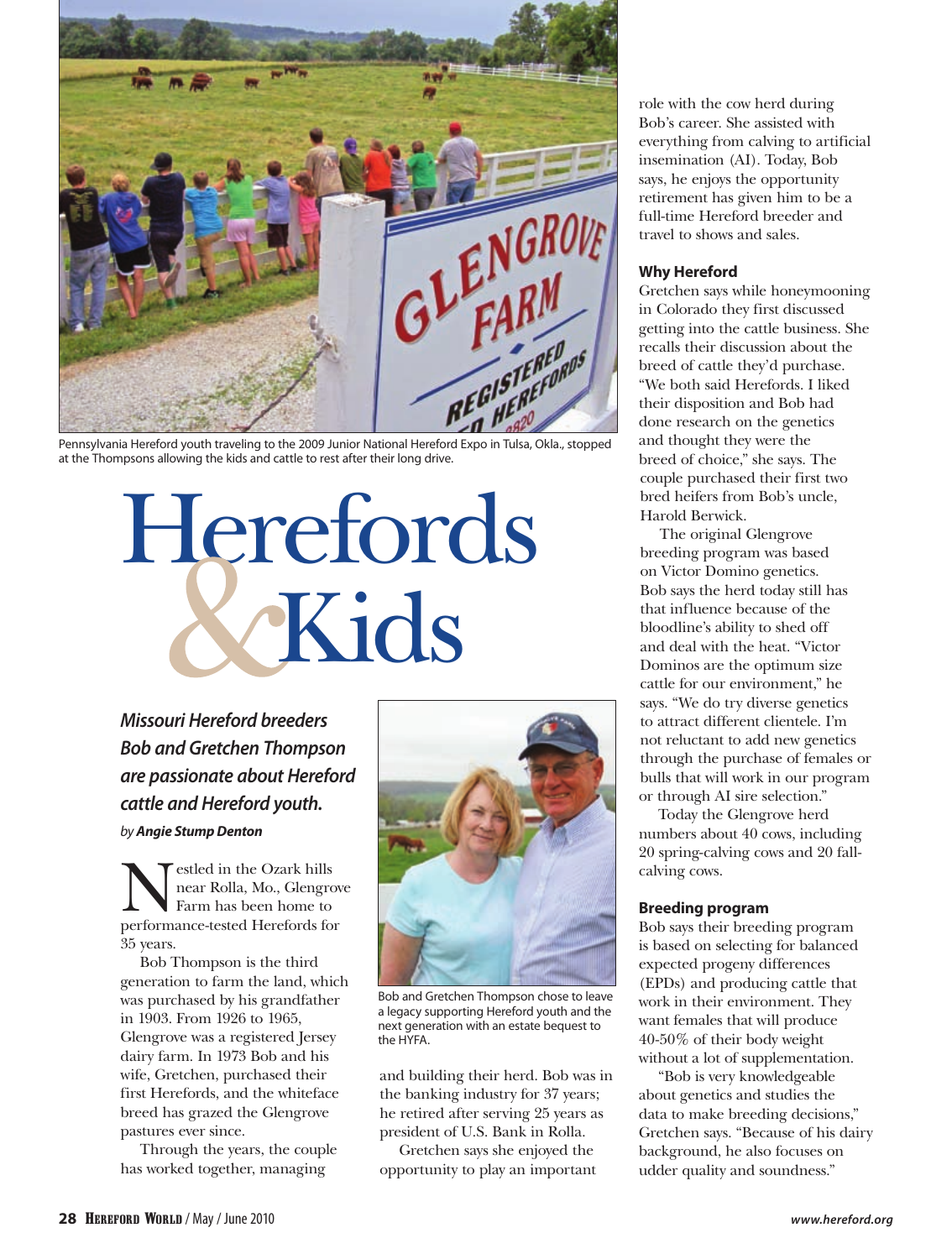Pennsylvania Hereford youth traveling to the 2009 Junior National Hereford Expo in Tulsa, Okla., stopped at the Thompsons allowing the kids and cattle to rest after their long drive.

# Herefords & Kids

***Missouri Hereford breeders Bob and Gretchen Thompson are passionate about Hereford cattle and Hereford youth.***

*by* ***Angie Stump Denton***

Nestled in the Ozark hills near Rolla, Mo., Glengrove Farm has been home to performance-tested Herefords for 35 years.

Bob Thompson is the third generation to farm the land, which was purchased by his grandfather in 1903. From 1926 to 1965, Glengrove was a registered Jersey dairy farm. In 1973 Bob and his wife, Gretchen, purchased their first Herefords, and the whiteface breed has grazed the Glengrove pastures ever since.

Through the years, the couple has worked together, managing and building their herd. Bob was in the banking industry for 37 years; he retired after serving 25 years as president of U.S. Bank in Rolla.

Bob and Gretchen Thompson chose to leave a legacy supporting Hereford youth and the next generation with an estate bequest to the HYFA.

Gretchen says she enjoyed the opportunity to play an important role with the cow herd during Bob's career. She assisted with everything from calving to artificial insemination (AI). Today, Bob says, he enjoys the opportunity retirement has given him to be a full-time Hereford breeder and travel to shows and sales.

### Why Hereford

Gretchen says while honeymooning in Colorado they first discussed getting into the cattle business. She recalls their discussion about the breed of cattle they'd purchase. "We both said Herefords. I liked their disposition and Bob had done research on the genetics and thought they were the breed of choice," she says. The couple purchased their first two bred heifers from Bob's uncle, Harold Berwick.

The original Glengrove breeding program was based on Victor Domino genetics. Bob says the herd today still has that influence because of the bloodline's ability to shed off and deal with the heat. "Victor Dominos are the optimum size cattle for our environment," he says. "We do try diverse genetics to attract different clientele. I'm not reluctant to add new genetics through the purchase of females or bulls that will work in our program or through AI sire selection."

Today the Glengrove herd numbers about 40 cows, including 20 spring-calving cows and 20 fall-calving cows.

### Breeding program

Bob says their breeding program is based on selecting for balanced expected progeny differences (EPDs) and producing cattle that work in their environment. They want females that will produce 40-50% of their body weight without a lot of supplementation.

"Bob is very knowledgeable about genetics and studies the data to make breeding decisions," Gretchen says. "Because of his dairy background, he also focuses on udder quality and soundness."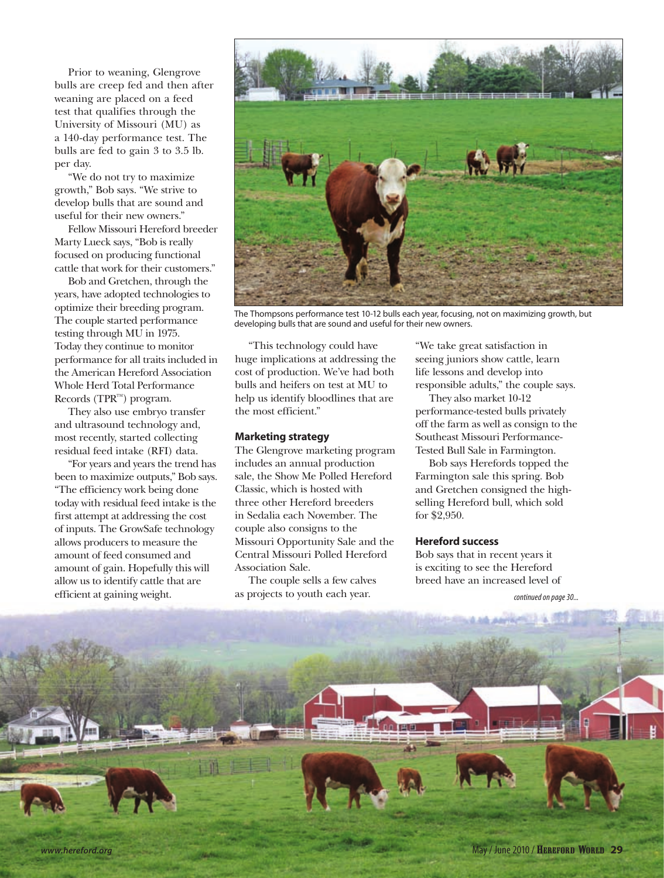Prior to weaning, Glengrove bulls are creep fed and then after weaning are placed on a feed test that qualifies through the University of Missouri (MU) as a 140-day performance test. The bulls are fed to gain 3 to 3.5 lb. per day.

"We do not try to maximize growth," Bob says. "We strive to develop bulls that are sound and useful for their new owners."

Fellow Missouri Hereford breeder Marty Lueck says, "Bob is really focused on producing functional cattle that work for their customers."

Bob and Gretchen, through the years, have adopted technologies to optimize their breeding program. The couple started performance testing through MU in 1975. Today they continue to monitor performance for all traits included in the American Hereford Association Whole Herd Total Performance Records (TPR™) program.

They also use embryo transfer and ultrasound technology and, most recently, started collecting residual feed intake (RFI) data.

"For years and years the trend has been to maximize outputs," Bob says. "The efficiency work being done today with residual feed intake is the first attempt at addressing the cost of inputs. The GrowSafe technology allows producers to measure the amount of feed consumed and amount of gain. Hopefully this will allow us to identify cattle that are efficient at gaining weight.

The Thompsons performance test 10-12 bulls each year, focusing, not on maximizing growth, but developing bulls that are sound and useful for their new owners.

"This technology could have huge implications at addressing the cost of production. We've had both bulls and heifers on test at MU to help us identify bloodlines that are the most efficient."

### Marketing strategy

The Glengrove marketing program includes an annual production sale, the Show Me Polled Hereford Classic, which is hosted with three other Hereford breeders in Sedalia each November. The couple also consigns to the Missouri Opportunity Sale and the Central Missouri Polled Hereford Association Sale.

The couple sells a few calves as projects to youth each year. "We take great satisfaction in seeing juniors show cattle, learn life lessons and develop into responsible adults," the couple says.

They also market 10-12 performance-tested bulls privately off the farm as well as consign to the Southeast Missouri Performance-Tested Bull Sale in Farmington.

Bob says Herefords topped the Farmington sale this spring. Bob and Gretchen consigned the high-selling Hereford bull, which sold for $2,950.

### Hereford success

Bob says that in recent years it is exciting to see the Hereford breed have an increased level of

*continued on page 30...*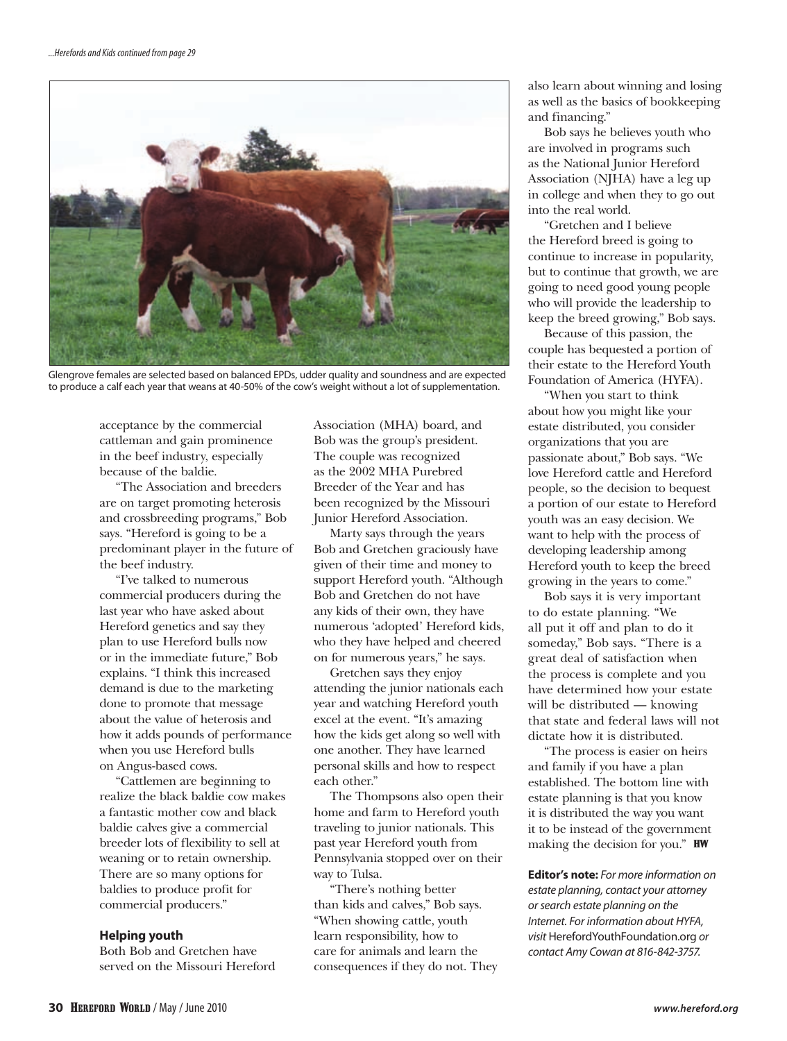*...Herefords and Kids continued from page 29*

Glengrove females are selected based on balanced EPDs, udder quality and soundness and are expected to produce a calf each year that weans at 40-50% of the cow's weight without a lot of supplementation.

acceptance by the commercial cattleman and gain prominence in the beef industry, especially because of the baldie.

"The Association and breeders are on target promoting heterosis and crossbreeding programs," Bob says. "Hereford is going to be a predominant player in the future of the beef industry.

"I've talked to numerous commercial producers during the last year who have asked about Hereford genetics and say they plan to use Hereford bulls now or in the immediate future," Bob explains. "I think this increased demand is due to the marketing done to promote that message about the value of heterosis and how it adds pounds of performance when you use Hereford bulls on Angus-based cows.

"Cattlemen are beginning to realize the black baldie cow makes a fantastic mother cow and black baldie calves give a commercial breeder lots of flexibility to sell at weaning or to retain ownership. There are so many options for baldies to produce profit for commercial producers."

### Helping youth

Both Bob and Gretchen have served on the Missouri Hereford Association (MHA) board, and Bob was the group's president. The couple was recognized as the 2002 MHA Purebred Breeder of the Year and has been recognized by the Missouri Junior Hereford Association.

Marty says through the years Bob and Gretchen graciously have given of their time and money to support Hereford youth. "Although Bob and Gretchen do not have any kids of their own, they have numerous 'adopted' Hereford kids, who they have helped and cheered on for numerous years," he says.

Gretchen says they enjoy attending the junior nationals each year and watching Hereford youth excel at the event. "It's amazing how the kids get along so well with one another. They have learned personal skills and how to respect each other."

The Thompsons also open their home and farm to Hereford youth traveling to junior nationals. This past year Hereford youth from Pennsylvania stopped over on their way to Tulsa.

"There's nothing better than kids and calves," Bob says. "When showing cattle, youth learn responsibility, how to care for animals and learn the consequences if they do not. They also learn about winning and losing as well as the basics of bookkeeping and financing."

Bob says he believes youth who are involved in programs such as the National Junior Hereford Association (NJHA) have a leg up in college and when they to go out into the real world.

"Gretchen and I believe the Hereford breed is going to continue to increase in popularity, but to continue that growth, we are going to need good young people who will provide the leadership to keep the breed growing," Bob says.

Because of this passion, the couple has bequested a portion of their estate to the Hereford Youth Foundation of America (HYFA).

"When you start to think about how you might like your estate distributed, you consider organizations that you are passionate about," Bob says. "We love Hereford cattle and Hereford people, so the decision to bequest a portion of our estate to Hereford youth was an easy decision. We want to help with the process of developing leadership among Hereford youth to keep the breed growing in the years to come."

Bob says it is very important to do estate planning. "We all put it off and plan to do it someday," Bob says. "There is a great deal of satisfaction when the process is complete and you have determined how your estate will be distributed — knowing that state and federal laws will not dictate how it is distributed.

"The process is easier on heirs and family if you have a plan established. The bottom line with estate planning is that you know it is distributed the way you want it to be instead of the government making the decision for you." **HW**

**Editor's note:** *For more information on estate planning, contact your attorney or search estate planning on the Internet. For information about HYFA, visit* HerefordYouthFoundation.org *or contact Amy Cowan at 816-842-3757.*